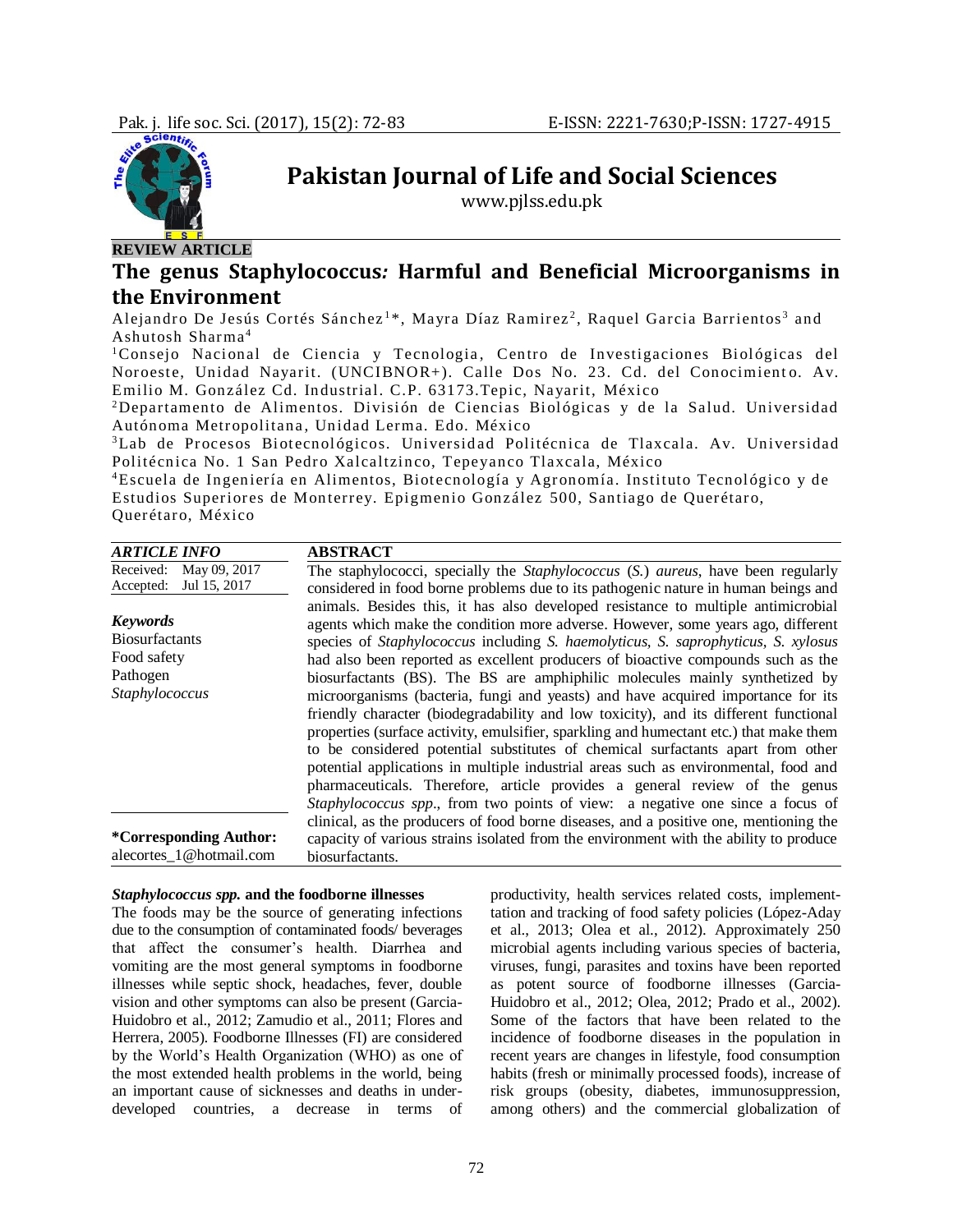**REVIEW ARTICLE**

# The genus Staphylococcus*:* Harmful and Beneficial Microorganisms in the Environment

Alejandro De Jesús Cortés Sánchez[1]*, Mayra Díaz Ramirez[2], Raquel Garcia Barrientos[3] and Ashutosh Sharma[4]

[1]Consejo Nacional de Ciencia y Tecnologia, Centro de Investigaciones Biológicas del Noroeste, Unidad Nayarit. (UNCIBNOR+). Calle Dos No. 23. Cd. del Conocimiento. Av. Emilio M. González Cd. Industrial. C.P. 63173.Tepic, Nayarit, México

[2]Departamento de Alimentos. División de Ciencias Biológicas y de la Salud. Universidad Autónoma Metropolitana, Unidad Lerma. Edo. México

[3]Lab de Procesos Biotecnológicos. Universidad Politécnica de Tlaxcala. Av. Universidad Politécnica No. 1 San Pedro Xalcaltzinco, Tepeyanco Tlaxcala, México

[4]Escuela de Ingeniería en Alimentos, Biotecnología y Agronomía. Instituto Tecnológico y de Estudios Superiores de Monterrey. Epigmenio González 500, Santiago de Querétaro, Querétaro, México

***ARTICLE INFO***

Received: May 09, 2017
Accepted: Jul 15, 2017

***Keywords***
Biosurfactants
Food safety
Pathogen
*Staphylococcus*

**\*Corresponding Author:**
alecortes_1@hotmail.com

**ABSTRACT**

The staphylococci, specially the *Staphylococcus* (*S.*) *aureus*, have been regularly considered in food borne problems due to its pathogenic nature in human beings and animals. Besides this, it has also developed resistance to multiple antimicrobial agents which make the condition more adverse. However, some years ago, different species of *Staphylococcus* including *S. haemolyticus, S. saprophyticus, S. xylosus* had also been reported as excellent producers of bioactive compounds such as the biosurfactants (BS). The BS are amphiphilic molecules mainly synthetized by microorganisms (bacteria, fungi and yeasts) and have acquired importance for its friendly character (biodegradability and low toxicity), and its different functional properties (surface activity, emulsifier, sparkling and humectant etc.) that make them to be considered potential substitutes of chemical surfactants apart from other potential applications in multiple industrial areas such as environmental, food and pharmaceuticals. Therefore, article provides a general review of the genus *Staphylococcus spp*., from two points of view: a negative one since a focus of clinical, as the producers of food borne diseases, and a positive one, mentioning the capacity of various strains isolated from the environment with the ability to produce biosurfactants.

### *Staphylococcus spp.* and the foodborne illnesses

The foods may be the source of generating infections due to the consumption of contaminated foods/ beverages that affect the consumer's health. Diarrhea and vomiting are the most general symptoms in foodborne illnesses while septic shock, headaches, fever, double vision and other symptoms can also be present (Garcia-Huidobro et al., 2012; Zamudio et al., 2011; Flores and Herrera, 2005). Foodborne Illnesses (FI) are considered by the World's Health Organization (WHO) as one of the most extended health problems in the world, being an important cause of sicknesses and deaths in under-developed countries, a decrease in terms of productivity, health services related costs, implement-tation and tracking of food safety policies (López-Aday et al., 2013; Olea et al., 2012). Approximately 250 microbial agents including various species of bacteria, viruses, fungi, parasites and toxins have been reported as potent source of foodborne illnesses (Garcia-Huidobro et al., 2012; Olea, 2012; Prado et al., 2002). Some of the factors that have been related to the incidence of foodborne diseases in the population in recent years are changes in lifestyle, food consumption habits (fresh or minimally processed foods), increase of risk groups (obesity, diabetes, immunosuppression, among others) and the commercial globalization of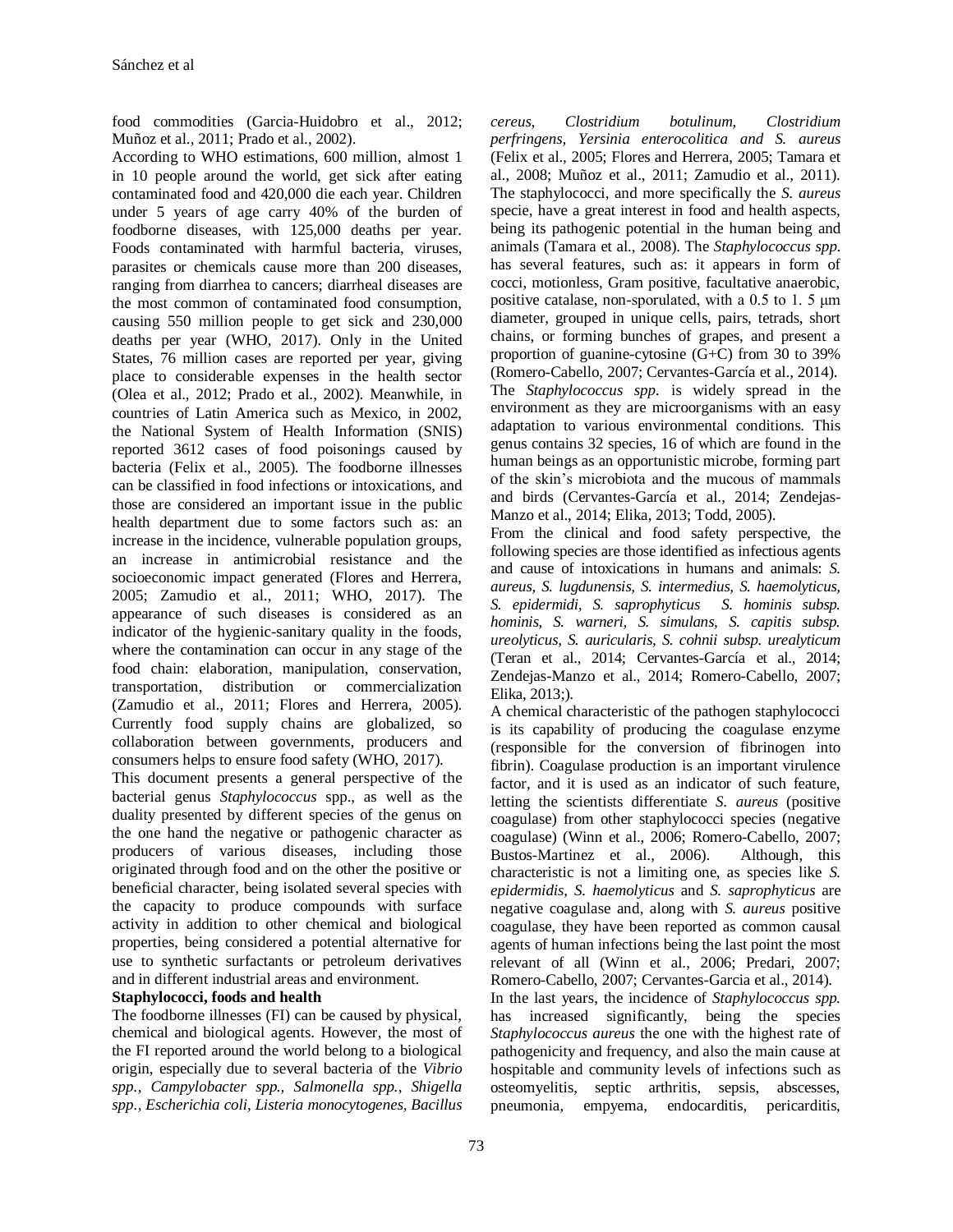food commodities (Garcia-Huidobro et al., 2012; Muñoz et al., 2011; Prado et al., 2002).

According to WHO estimations, 600 million, almost 1 in 10 people around the world, get sick after eating contaminated food and 420,000 die each year. Children under 5 years of age carry 40% of the burden of foodborne diseases, with 125,000 deaths per year. Foods contaminated with harmful bacteria, viruses, parasites or chemicals cause more than 200 diseases, ranging from diarrhea to cancers; diarrheal diseases are the most common of contaminated food consumption, causing 550 million people to get sick and 230,000 deaths per year (WHO, 2017). Only in the United States, 76 million cases are reported per year, giving place to considerable expenses in the health sector (Olea et al., 2012; Prado et al., 2002). Meanwhile, in countries of Latin America such as Mexico, in 2002, the National System of Health Information (SNIS) reported 3612 cases of food poisonings caused by bacteria (Felix et al., 2005). The foodborne illnesses can be classified in food infections or intoxications, and those are considered an important issue in the public health department due to some factors such as: an increase in the incidence, vulnerable population groups, an increase in antimicrobial resistance and the socioeconomic impact generated (Flores and Herrera, 2005; Zamudio et al., 2011; WHO, 2017). The appearance of such diseases is considered as an indicator of the hygienic-sanitary quality in the foods, where the contamination can occur in any stage of the food chain: elaboration, manipulation, conservation, transportation, distribution or commercialization (Zamudio et al., 2011; Flores and Herrera, 2005). Currently food supply chains are globalized, so collaboration between governments, producers and consumers helps to ensure food safety (WHO, 2017).

This document presents a general perspective of the bacterial genus *Staphylococcus* spp., as well as the duality presented by different species of the genus on the one hand the negative or pathogenic character as producers of various diseases, including those originated through food and on the other the positive or beneficial character, being isolated several species with the capacity to produce compounds with surface activity in addition to other chemical and biological properties, being considered a potential alternative for use to synthetic surfactants or petroleum derivatives and in different industrial areas and environment.

**Staphylococci, foods and health**

The foodborne illnesses (FI) can be caused by physical, chemical and biological agents. However, the most of the FI reported around the world belong to a biological origin, especially due to several bacteria of the *Vibrio spp., Campylobacter spp., Salmonella spp., Shigella spp., Escherichia coli, Listeria monocytogenes, Bacillus cereus, Clostridium botulinum, Clostridium perfringens, Yersinia enterocolitica and S. aureus* (Felix et al., 2005; Flores and Herrera, 2005; Tamara et al., 2008; Muñoz et al., 2011; Zamudio et al., 2011). The staphylococci, and more specifically the *S. aureus* specie, have a great interest in food and health aspects, being its pathogenic potential in the human being and animals (Tamara et al., 2008). The *Staphylococcus spp.* has several features, such as: it appears in form of cocci, motionless, Gram positive, facultative anaerobic, positive catalase, non-sporulated, with a 0.5 to 1. 5 μm diameter, grouped in unique cells, pairs, tetrads, short chains, or forming bunches of grapes, and present a proportion of guanine-cytosine (G+C) from 30 to 39% (Romero-Cabello, 2007; Cervantes-García et al., 2014).

The *Staphylococcus spp.* is widely spread in the environment as they are microorganisms with an easy adaptation to various environmental conditions. This genus contains 32 species, 16 of which are found in the human beings as an opportunistic microbe, forming part of the skin's microbiota and the mucous of mammals and birds (Cervantes-García et al., 2014; Zendejas-Manzo et al., 2014; Elika, 2013; Todd, 2005).

From the clinical and food safety perspective, the following species are those identified as infectious agents and cause of intoxications in humans and animals: *S. aureus, S. lugdunensis, S. intermedius, S. haemolyticus, S. epidermidi, S. saprophyticus S. hominis subsp. hominis, S. warneri, S. simulans, S. capitis subsp. ureolyticus, S. auricularis, S. cohnii subsp. urealyticum* (Teran et al., 2014; Cervantes-García et al., 2014; Zendejas-Manzo et al., 2014; Romero-Cabello, 2007; Elika, 2013;).

A chemical characteristic of the pathogen staphylococci is its capability of producing the coagulase enzyme (responsible for the conversion of fibrinogen into fibrin). Coagulase production is an important virulence factor, and it is used as an indicator of such feature, letting the scientists differentiate *S. aureus* (positive coagulase) from other staphylococci species (negative coagulase) (Winn et al., 2006; Romero-Cabello, 2007; Bustos-Martinez et al., 2006). Although, this characteristic is not a limiting one, as species like *S. epidermidis, S. haemolyticus* and *S. saprophyticus* are negative coagulase and, along with *S. aureus* positive coagulase, they have been reported as common causal agents of human infections being the last point the most relevant of all (Winn et al., 2006; Predari, 2007; Romero-Cabello, 2007; Cervantes-Garcia et al., 2014).

In the last years, the incidence of *Staphylococcus spp.* has increased significantly, being the species *Staphylococcus aureus* the one with the highest rate of pathogenicity and frequency, and also the main cause at hospitable and community levels of infections such as osteomyelitis, septic arthritis, sepsis, abscesses, pneumonia, empyema, endocarditis, pericarditis,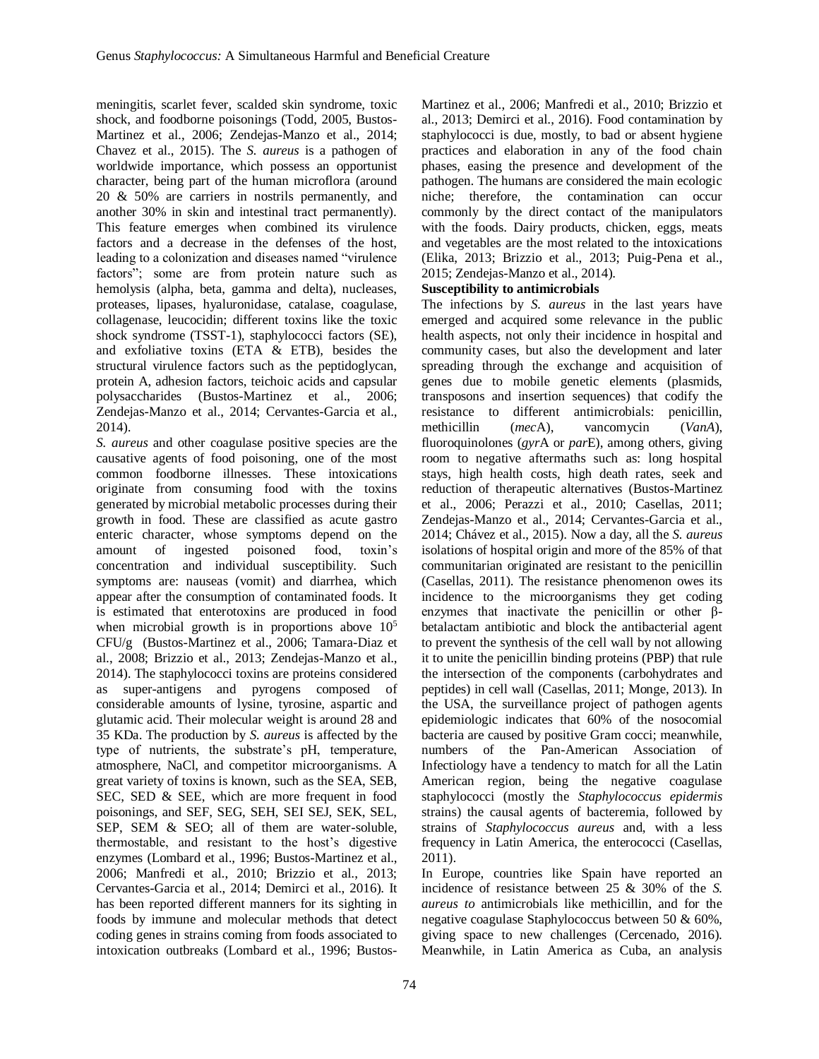meningitis, scarlet fever, scalded skin syndrome, toxic shock, and foodborne poisonings (Todd, 2005, Bustos-Martinez et al., 2006; Zendejas-Manzo et al., 2014; Chavez et al., 2015). The *S. aureus* is a pathogen of worldwide importance, which possess an opportunist character, being part of the human microflora (around 20 & 50% are carriers in nostrils permanently, and another 30% in skin and intestinal tract permanently). This feature emerges when combined its virulence factors and a decrease in the defenses of the host, leading to a colonization and diseases named "virulence factors"; some are from protein nature such as hemolysis (alpha, beta, gamma and delta), nucleases, proteases, lipases, hyaluronidase, catalase, coagulase, collagenase, leucocidin; different toxins like the toxic shock syndrome (TSST-1), staphylococci factors (SE), and exfoliative toxins (ETA & ETB), besides the structural virulence factors such as the peptidoglycan, protein A, adhesion factors, teichoic acids and capsular polysaccharides (Bustos-Martinez et al., 2006; Zendejas-Manzo et al., 2014; Cervantes-Garcia et al., 2014).

*S. aureus* and other coagulase positive species are the causative agents of food poisoning, one of the most common foodborne illnesses. These intoxications originate from consuming food with the toxins generated by microbial metabolic processes during their growth in food. These are classified as acute gastro enteric character, whose symptoms depend on the amount of ingested poisoned food, toxin's concentration and individual susceptibility. Such symptoms are: nauseas (vomit) and diarrhea, which appear after the consumption of contaminated foods. It is estimated that enterotoxins are produced in food when microbial growth is in proportions above $10^5$ CFU/g (Bustos-Martinez et al., 2006; Tamara-Diaz et al., 2008; Brizzio et al., 2013; Zendejas-Manzo et al., 2014). The staphylococci toxins are proteins considered as super-antigens and pyrogens composed of considerable amounts of lysine, tyrosine, aspartic and glutamic acid. Their molecular weight is around 28 and 35 KDa. The production by *S. aureus* is affected by the type of nutrients, the substrate's pH, temperature, atmosphere, NaCl, and competitor microorganisms. A great variety of toxins is known, such as the SEA, SEB, SEC, SED & SEE, which are more frequent in food poisonings, and SEF, SEG, SEH, SEI SEJ, SEK, SEL, SEP, SEM & SEO; all of them are water-soluble, thermostable, and resistant to the host's digestive enzymes (Lombard et al., 1996; Bustos-Martinez et al., 2006; Manfredi et al., 2010; Brizzio et al., 2013; Cervantes-Garcia et al., 2014; Demirci et al., 2016). It has been reported different manners for its sighting in foods by immune and molecular methods that detect coding genes in strains coming from foods associated to intoxication outbreaks (Lombard et al., 1996; Bustos-Martinez et al., 2006; Manfredi et al., 2010; Brizzio et al., 2013; Demirci et al., 2016). Food contamination by staphylococci is due, mostly, to bad or absent hygiene practices and elaboration in any of the food chain phases, easing the presence and development of the pathogen. The humans are considered the main ecologic niche; therefore, the contamination can occur commonly by the direct contact of the manipulators with the foods. Dairy products, chicken, eggs, meats and vegetables are the most related to the intoxications (Elika, 2013; Brizzio et al., 2013; Puig-Pena et al., 2015; Zendejas-Manzo et al., 2014).

**Susceptibility to antimicrobials**

The infections by *S. aureus* in the last years have emerged and acquired some relevance in the public health aspects, not only their incidence in hospital and community cases, but also the development and later spreading through the exchange and acquisition of genes due to mobile genetic elements (plasmids, transposons and insertion sequences) that codify the resistance to different antimicrobials: penicillin, methicillin (*mec*A), vancomycin (*VanA*), fluoroquinolones (*gyr*A or *par*E), among others, giving room to negative aftermaths such as: long hospital stays, high health costs, high death rates, seek and reduction of therapeutic alternatives (Bustos-Martinez et al., 2006; Perazzi et al., 2010; Casellas, 2011; Zendejas-Manzo et al., 2014; Cervantes-Garcia et al., 2014; Chávez et al., 2015). Now a day, all the *S. aureus* isolations of hospital origin and more of the 85% of that communitarian originated are resistant to the penicillin (Casellas, 2011). The resistance phenomenon owes its incidence to the microorganisms they get coding enzymes that inactivate the penicillin or other β-betalactam antibiotic and block the antibacterial agent to prevent the synthesis of the cell wall by not allowing it to unite the penicillin binding proteins (PBP) that rule the intersection of the components (carbohydrates and peptides) in cell wall (Casellas, 2011; Monge, 2013). In the USA, the surveillance project of pathogen agents epidemiologic indicates that 60% of the nosocomial bacteria are caused by positive Gram cocci; meanwhile, numbers of the Pan-American Association of Infectiology have a tendency to match for all the Latin American region, being the negative coagulase staphylococci (mostly the *Staphylococcus epidermis* strains) the causal agents of bacteremia, followed by strains of *Staphylococcus aureus* and, with a less frequency in Latin America, the enterococci (Casellas, 2011).

In Europe, countries like Spain have reported an incidence of resistance between 25 & 30% of the *S. aureus to* antimicrobials like methicillin, and for the negative coagulase Staphylococcus between 50 & 60%, giving space to new challenges (Cercenado, 2016). Meanwhile, in Latin America as Cuba, an analysis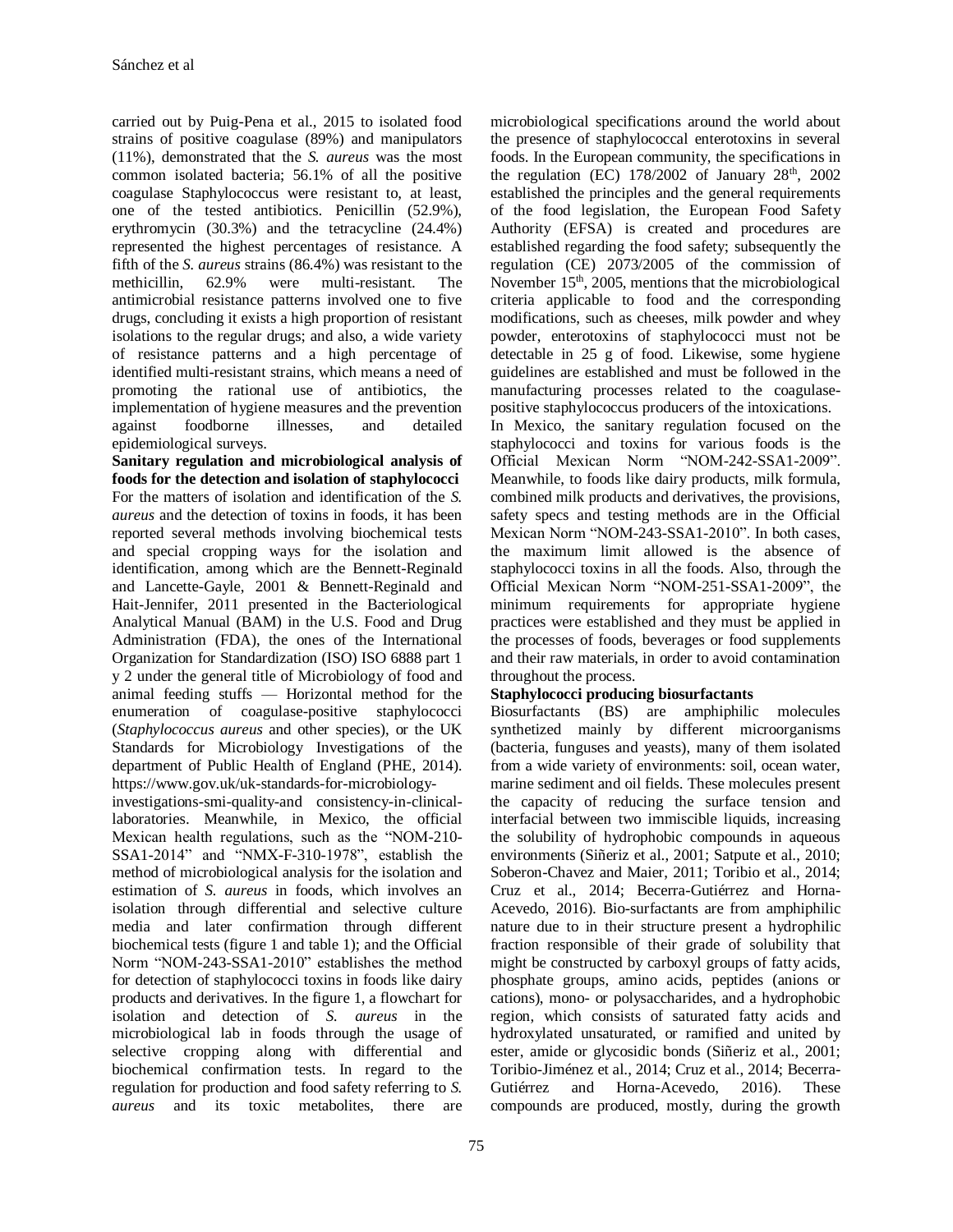carried out by Puig-Pena et al., 2015 to isolated food strains of positive coagulase (89%) and manipulators (11%), demonstrated that the *S. aureus* was the most common isolated bacteria; 56.1% of all the positive coagulase Staphylococcus were resistant to, at least, one of the tested antibiotics. Penicillin (52.9%), erythromycin (30.3%) and the tetracycline (24.4%) represented the highest percentages of resistance. A fifth of the *S. aureus* strains (86.4%) was resistant to the methicillin, 62.9% were multi-resistant. The antimicrobial resistance patterns involved one to five drugs, concluding it exists a high proportion of resistant isolations to the regular drugs; and also, a wide variety of resistance patterns and a high percentage of identified multi-resistant strains, which means a need of promoting the rational use of antibiotics, the implementation of hygiene measures and the prevention against foodborne illnesses, and detailed epidemiological surveys.

**Sanitary regulation and microbiological analysis of foods for the detection and isolation of staphylococci**

For the matters of isolation and identification of the *S. aureus* and the detection of toxins in foods, it has been reported several methods involving biochemical tests and special cropping ways for the isolation and identification, among which are the Bennett-Reginald and Lancette-Gayle, 2001 & Bennett-Reginald and Hait-Jennifer, 2011 presented in the Bacteriological Analytical Manual (BAM) in the U.S. Food and Drug Administration (FDA), the ones of the International Organization for Standardization (ISO) ISO 6888 part 1 y 2 under the general title of Microbiology of food and animal feeding stuffs — Horizontal method for the enumeration of coagulase-positive staphylococci (*Staphylococcus aureus* and other species), or the UK Standards for Microbiology Investigations of the department of Public Health of England (PHE, 2014). https://www.gov.uk/uk-standards-for-microbiology-investigations-smi-quality-and consistency-in-clinical-laboratories. Meanwhile, in Mexico, the official Mexican health regulations, such as the "NOM-210-SSA1-2014" and "NMX-F-310-1978", establish the method of microbiological analysis for the isolation and estimation of *S. aureus* in foods, which involves an isolation through differential and selective culture media and later confirmation through different biochemical tests (figure 1 and table 1); and the Official Norm "NOM-243-SSA1-2010" establishes the method for detection of staphylococci toxins in foods like dairy products and derivatives. In the figure 1, a flowchart for isolation and detection of *S. aureus* in the microbiological lab in foods through the usage of selective cropping along with differential and biochemical confirmation tests. In regard to the regulation for production and food safety referring to *S. aureus* and its toxic metabolites, there are microbiological specifications around the world about the presence of staphylococcal enterotoxins in several foods. In the European community, the specifications in the regulation (EC) 178/2002 of January 28th, 2002 established the principles and the general requirements of the food legislation, the European Food Safety Authority (EFSA) is created and procedures are established regarding the food safety; subsequently the regulation (CE) 2073/2005 of the commission of November 15th, 2005, mentions that the microbiological criteria applicable to food and the corresponding modifications, such as cheeses, milk powder and whey powder, enterotoxins of staphylococci must not be detectable in 25 g of food. Likewise, some hygiene guidelines are established and must be followed in the manufacturing processes related to the coagulase-positive staphylococcus producers of the intoxications.

In Mexico, the sanitary regulation focused on the staphylococci and toxins for various foods is the Official Mexican Norm "NOM-242-SSA1-2009". Meanwhile, to foods like dairy products, milk formula, combined milk products and derivatives, the provisions, safety specs and testing methods are in the Official Mexican Norm "NOM-243-SSA1-2010". In both cases, the maximum limit allowed is the absence of staphylococci toxins in all the foods. Also, through the Official Mexican Norm "NOM-251-SSA1-2009", the minimum requirements for appropriate hygiene practices were established and they must be applied in the processes of foods, beverages or food supplements and their raw materials, in order to avoid contamination throughout the process.

**Staphylococci producing biosurfactants**

Biosurfactants (BS) are amphiphilic molecules synthetized mainly by different microorganisms (bacteria, funguses and yeasts), many of them isolated from a wide variety of environments: soil, ocean water, marine sediment and oil fields. These molecules present the capacity of reducing the surface tension and interfacial between two immiscible liquids, increasing the solubility of hydrophobic compounds in aqueous environments (Siñeriz et al., 2001; Satpute et al., 2010; Soberon-Chavez and Maier, 2011; Toribio et al., 2014; Cruz et al., 2014; Becerra-Gutiérrez and Horna-Acevedo, 2016). Bio-surfactants are from amphiphilic nature due to in their structure present a hydrophilic fraction responsible of their grade of solubility that might be constructed by carboxyl groups of fatty acids, phosphate groups, amino acids, peptides (anions or cations), mono- or polysaccharides, and a hydrophobic region, which consists of saturated fatty acids and hydroxylated unsaturated, or ramified and united by ester, amide or glycosidic bonds (Siñeriz et al., 2001; Toribio-Jiménez et al., 2014; Cruz et al., 2014; Becerra-Gutiérrez and Horna-Acevedo, 2016). These compounds are produced, mostly, during the growth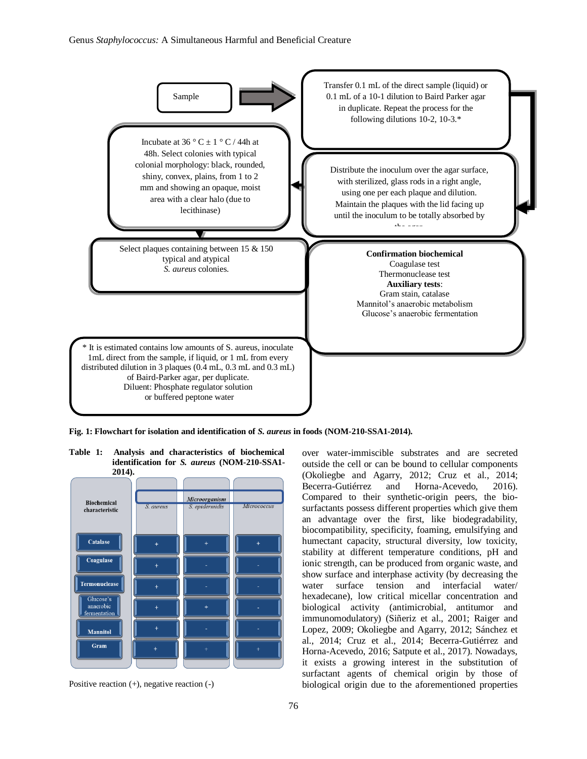Sample

Transfer 0.1 mL of the direct sample (liquid) or 0.1 mL of a 10-1 dilution to Baird Parker agar in duplicate. Repeat the process for the following dilutions 10-2, 10-3.*

Distribute the inoculum over the agar surface, with sterilized, glass rods in a right angle, using one per each plaque and dilution. Maintain the plaques with the lid facing up until the inoculum to be totally absorbed by the agar

Incubate at 36 ° C ± 1 ° C / 44h at 48h. Select colonies with typical colonial morphology: black, rounded, shiny, convex, plains, from 1 to 2 mm and showing an opaque, moist area with a clear halo (due to lecithinase)

Select plaques containing between 15 & 150 typical and atypical *S. aureus* colonies.

**Confirmation biochemical**
Coagulase test
Thermonuclease test
**Auxiliary tests**:
Gram stain, catalase
Mannitol's anaerobic metabolism
Glucose's anaerobic fermentation

* It is estimated contains low amounts of S. aureus, inoculate 1mL direct from the sample, if liquid, or 1 mL from every distributed dilution in 3 plaques (0.4 mL, 0.3 mL and 0.3 mL) of Baird-Parker agar, per duplicate.
Diluent: Phosphate regulator solution or buffered peptone water

**Fig. 1: Flowchart for isolation and identification of *S. aureus* in foods (NOM-210-SSA1-2014).**

**Table 1: Analysis and characteristics of biochemical identification for *S. aureus* (NOM-210-SSA1-2014).**

| Biochemical characteristic | Microorganism | | |
|---|---|---|---|
| | *S. aureus* | *S. epidermidis* | *Micrococcus* |
| Catalase | + | + | + |
| Coagulase | + | - | - |
| Termonuclease | + | - | - |
| Glucose's anaerobic fermentation | + | + | - |
| Mannitol | + | - | - |
| Gram | + | + | + |

Positive reaction (+), negative reaction (-)

over water-immiscible substrates and are secreted outside the cell or can be bound to cellular components (Okoliegbe and Agarry, 2012; Cruz et al., 2014; Becerra-Gutiérrez and Horna-Acevedo, 2016). Compared to their synthetic-origin peers, the bio-surfactants possess different properties which give them an advantage over the first, like biodegradability, biocompatibility, specificity, foaming, emulsifying and humectant capacity, structural diversity, low toxicity, stability at different temperature conditions, pH and ionic strength, can be produced from organic waste, and show surface and interphase activity (by decreasing the water surface tension and interfacial water/ hexadecane), low critical micellar concentration and biological activity (antimicrobial, antitumor and immunomodulatory) (Siñeriz et al., 2001; Raiger and Lopez, 2009; Okoliegbe and Agarry, 2012; Sánchez et al., 2014; Cruz et al., 2014; Becerra-Gutiérrez and Horna-Acevedo, 2016; Satpute et al., 2017). Nowadays, it exists a growing interest in the substitution of surfactant agents of chemical origin by those of biological origin due to the aforementioned properties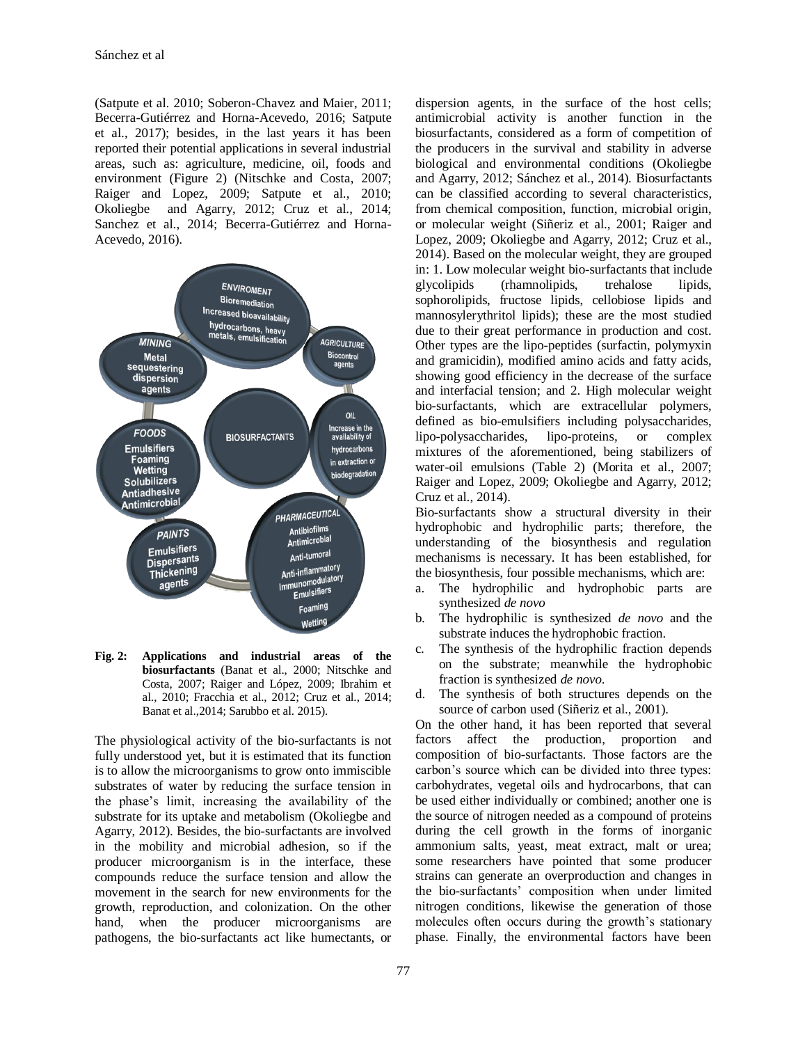(Satpute et al. 2010; Soberon-Chavez and Maier, 2011; Becerra-Gutiérrez and Horna-Acevedo, 2016; Satpute et al., 2017); besides, in the last years it has been reported their potential applications in several industrial areas, such as: agriculture, medicine, oil, foods and environment (Figure 2) (Nitschke and Costa, 2007; Raiger and Lopez, 2009; Satpute et al., 2010; Okoliegbe and Agarry, 2012; Cruz et al., 2014; Sanchez et al., 2014; Becerra-Gutiérrez and Horna-Acevedo, 2016).

ENVIROMENT
Bioremediation
Increased bioavailability
hydrocarbons, heavy metals, emulsification

AGRICULTURE
Biocontrol agents

OIL
Increase in the availability of hydrocarbons in extraction or biodegradation

PHARMACEUTICAL
Antibiofilms
Antimicrobial
Anti-tumoral
Anti-inflammatory
Immunomodulatory
Emulsifiers
Foaming
Wetting

PAINTS
Emulsifiers
Dispersants
Thickening agents

FOODS
Emulsifiers
Foaming
Wetting
Solubilizers
Antiadhesive
Antimicrobial

MINING
Metal sequestering
dispersion agents

BIOSURFACTANTS

**Fig. 2: Applications and industrial areas of the biosurfactants** (Banat et al., 2000; Nitschke and Costa, 2007; Raiger and López, 2009; Ibrahim et al., 2010; Fracchia et al., 2012; Cruz et al., 2014; Banat et al.,2014; Sarubbo et al. 2015).

The physiological activity of the bio-surfactants is not fully understood yet, but it is estimated that its function is to allow the microorganisms to grow onto immiscible substrates of water by reducing the surface tension in the phase's limit, increasing the availability of the substrate for its uptake and metabolism (Okoliegbe and Agarry, 2012). Besides, the bio-surfactants are involved in the mobility and microbial adhesion, so if the producer microorganism is in the interface, these compounds reduce the surface tension and allow the movement in the search for new environments for the growth, reproduction, and colonization. On the other hand, when the producer microorganisms are pathogens, the bio-surfactants act like humectants, or dispersion agents, in the surface of the host cells; antimicrobial activity is another function in the biosurfactants, considered as a form of competition of the producers in the survival and stability in adverse biological and environmental conditions (Okoliegbe and Agarry, 2012; Sánchez et al., 2014). Biosurfactants can be classified according to several characteristics, from chemical composition, function, microbial origin, or molecular weight (Siñeriz et al., 2001; Raiger and Lopez, 2009; Okoliegbe and Agarry, 2012; Cruz et al., 2014). Based on the molecular weight, they are grouped in: 1. Low molecular weight bio-surfactants that include glycolipids (rhamnolipids, trehalose lipids, sophorolipids, fructose lipids, cellobiose lipids and mannosylerythritol lipids); these are the most studied due to their great performance in production and cost. Other types are the lipo-peptides (surfactin, polymyxin and gramicidin), modified amino acids and fatty acids, showing good efficiency in the decrease of the surface and interfacial tension; and 2. High molecular weight bio-surfactants, which are extracellular polymers, defined as bio-emulsifiers including polysaccharides, lipo-polysaccharides, lipo-proteins, or complex mixtures of the aforementioned, being stabilizers of water-oil emulsions (Table 2) (Morita et al., 2007; Raiger and Lopez, 2009; Okoliegbe and Agarry, 2012; Cruz et al., 2014).

Bio-surfactants show a structural diversity in their hydrophobic and hydrophilic parts; therefore, the understanding of the biosynthesis and regulation mechanisms is necessary. It has been established, for the biosynthesis, four possible mechanisms, which are:

a. The hydrophilic and hydrophobic parts are synthesized *de novo*
b. The hydrophilic is synthesized *de novo* and the substrate induces the hydrophobic fraction.
c. The synthesis of the hydrophilic fraction depends on the substrate; meanwhile the hydrophobic fraction is synthesized *de novo*.
d. The synthesis of both structures depends on the source of carbon used (Siñeriz et al., 2001).

On the other hand, it has been reported that several factors affect the production, proportion and composition of bio-surfactants. Those factors are the carbon's source which can be divided into three types: carbohydrates, vegetal oils and hydrocarbons, that can be used either individually or combined; another one is the source of nitrogen needed as a compound of proteins during the cell growth in the forms of inorganic ammonium salts, yeast, meat extract, malt or urea; some researchers have pointed that some producer strains can generate an overproduction and changes in the bio-surfactants' composition when under limited nitrogen conditions, likewise the generation of those molecules often occurs during the growth's stationary phase. Finally, the environmental factors have been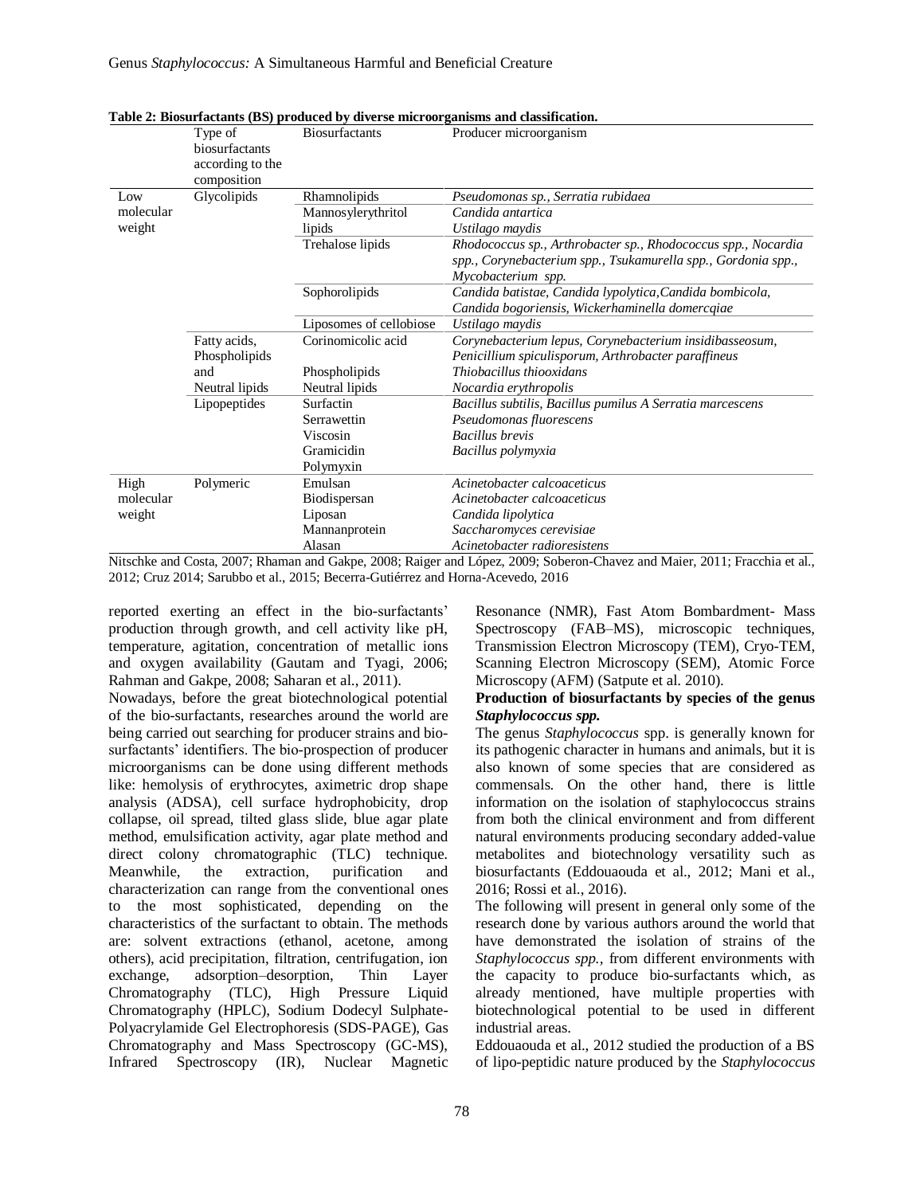**Table 2: Biosurfactants (BS) produced by diverse microorganisms and classification.**

| | Type of biosurfactants according to the composition | Biosurfactants | Producer microorganism |
|---|---|---|---|
| Low molecular weight | Glycolipids | Rhamnolipids | *Pseudomonas sp., Serratia rubidaea* |
| | | Mannosylerythritol lipids | *Candida antartica* *Ustilago maydis* |
| | | Trehalose lipids | *Rhodococcus sp., Arthrobacter sp., Rhodococcus spp., Nocardia spp., Corynebacterium spp., Tsukamurella spp., Gordonia spp., Mycobacterium spp.* |
| | | Sophorolipids | *Candida batistae, Candida lypolytica,Candida bombicola, Candida bogoriensis, Wickerhaminella domercqiae* |
| | | Liposomes of cellobiose | *Ustilago maydis* |
| | Fatty acids, Phospholipids and Neutral lipids | Corinomicolic acid | *Corynebacterium lepus, Corynebacterium insidibasseosum, Penicillium spiculisporum, Arthrobacter paraffineus* |
| | | Phospholipids | *Thiobacillus thiooxidans* |
| | | Neutral lipids | *Nocardia erythropolis* |
| | Lipopeptides | Surfactin | *Bacillus subtilis, Bacillus pumilus A Serratia marcescens* |
| | | Serrawettin | *Pseudomonas fluorescens* |
| | | Viscosin | *Bacillus brevis* |
| | | Gramicidin | *Bacillus polymyxia* |
| | | Polymyxin | |
| High molecular weight | Polymeric | Emulsan | *Acinetobacter calcoaceticus* |
| | | Biodispersan | *Acinetobacter calcoaceticus* |
| | | Liposan | *Candida lipolytica* |
| | | Mannanprotein | *Saccharomyces cerevisiae* |
| | | Alasan | *Acinetobacter radioresistens* |

Nitschke and Costa, 2007; Rhaman and Gakpe, 2008; Raiger and López, 2009; Soberon-Chavez and Maier, 2011; Fracchia et al., 2012; Cruz 2014; Sarubbo et al., 2015; Becerra-Gutiérrez and Horna-Acevedo, 2016

reported exerting an effect in the bio-surfactants' production through growth, and cell activity like pH, temperature, agitation, concentration of metallic ions and oxygen availability (Gautam and Tyagi, 2006; Rahman and Gakpe, 2008; Saharan et al., 2011).

Nowadays, before the great biotechnological potential of the bio-surfactants, researches around the world are being carried out searching for producer strains and bio-surfactants' identifiers. The bio-prospection of producer microorganisms can be done using different methods like: hemolysis of erythrocytes, aximetric drop shape analysis (ADSA), cell surface hydrophobicity, drop collapse, oil spread, tilted glass slide, blue agar plate method, emulsification activity, agar plate method and direct colony chromatographic (TLC) technique. Meanwhile, the extraction, purification and characterization can range from the conventional ones to the most sophisticated, depending on the characteristics of the surfactant to obtain. The methods are: solvent extractions (ethanol, acetone, among others), acid precipitation, filtration, centrifugation, ion exchange, adsorption–desorption, Thin Layer Chromatography (TLC), High Pressure Liquid Chromatography (HPLC), Sodium Dodecyl Sulphate-Polyacrylamide Gel Electrophoresis (SDS-PAGE), Gas Chromatography and Mass Spectroscopy (GC-MS), Infrared Spectroscopy (IR), Nuclear Magnetic Resonance (NMR), Fast Atom Bombardment- Mass Spectroscopy (FAB–MS), microscopic techniques, Transmission Electron Microscopy (TEM), Cryo-TEM, Scanning Electron Microscopy (SEM), Atomic Force Microscopy (AFM) (Satpute et al. 2010).

**Production of biosurfactants by species of the genus *Staphylococcus spp.***

The genus *Staphylococcus* spp. is generally known for its pathogenic character in humans and animals, but it is also known of some species that are considered as commensals. On the other hand, there is little information on the isolation of staphylococcus strains from both the clinical environment and from different natural environments producing secondary added-value metabolites and biotechnology versatility such as biosurfactants (Eddouaouda et al., 2012; Mani et al., 2016; Rossi et al., 2016).

The following will present in general only some of the research done by various authors around the world that have demonstrated the isolation of strains of the *Staphylococcus spp.,* from different environments with the capacity to produce bio-surfactants which, as already mentioned, have multiple properties with biotechnological potential to be used in different industrial areas.

Eddouaouda et al., 2012 studied the production of a BS of lipo-peptidic nature produced by the *Staphylococcus*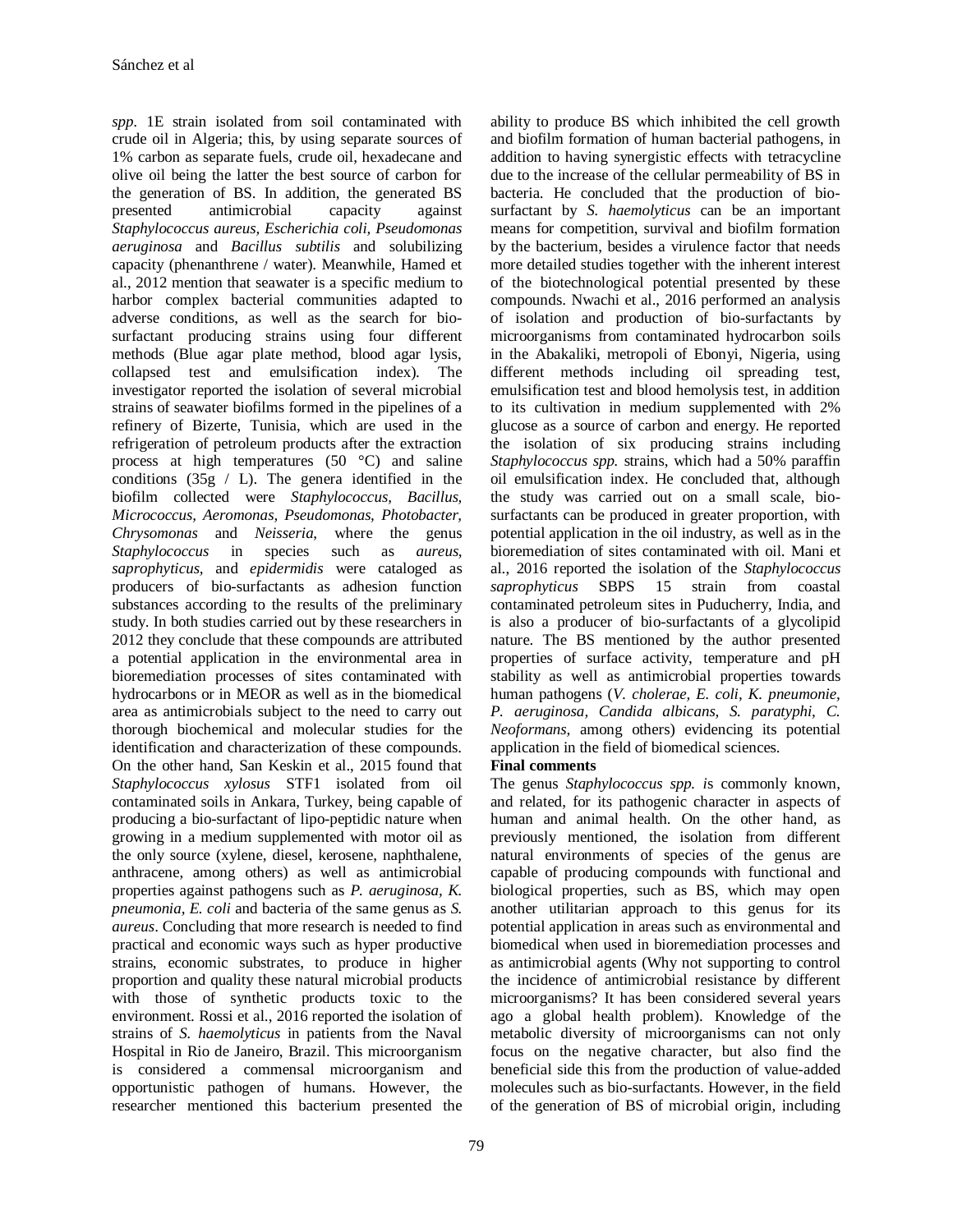*spp*. 1E strain isolated from soil contaminated with crude oil in Algeria; this, by using separate sources of 1% carbon as separate fuels, crude oil, hexadecane and olive oil being the latter the best source of carbon for the generation of BS. In addition, the generated BS presented antimicrobial capacity against *Staphylococcus aureus, Escherichia coli, Pseudomonas aeruginosa* and *Bacillus subtilis* and solubilizing capacity (phenanthrene / water). Meanwhile, Hamed et al., 2012 mention that seawater is a specific medium to harbor complex bacterial communities adapted to adverse conditions, as well as the search for bio-surfactant producing strains using four different methods (Blue agar plate method, blood agar lysis, collapsed test and emulsification index). The investigator reported the isolation of several microbial strains of seawater biofilms formed in the pipelines of a refinery of Bizerte, Tunisia, which are used in the refrigeration of petroleum products after the extraction process at high temperatures (50 °C) and saline conditions (35g / L). The genera identified in the biofilm collected were *Staphylococcus, Bacillus, Micrococcus, Aeromonas, Pseudomonas, Photobacter, Chrysomonas* and *Neisseria*, where the genus *Staphylococcus* in species such as *aureus, saprophyticus,* and *epidermidis* were cataloged as producers of bio-surfactants as adhesion function substances according to the results of the preliminary study. In both studies carried out by these researchers in 2012 they conclude that these compounds are attributed a potential application in the environmental area in bioremediation processes of sites contaminated with hydrocarbons or in MEOR as well as in the biomedical area as antimicrobials subject to the need to carry out thorough biochemical and molecular studies for the identification and characterization of these compounds. On the other hand, San Keskin et al., 2015 found that *Staphylococcus xylosus* STF1 isolated from oil contaminated soils in Ankara, Turkey, being capable of producing a bio-surfactant of lipo-peptidic nature when growing in a medium supplemented with motor oil as the only source (xylene, diesel, kerosene, naphthalene, anthracene, among others) as well as antimicrobial properties against pathogens such as *P. aeruginosa, K. pneumonia, E. coli* and bacteria of the same genus as *S. aureus*. Concluding that more research is needed to find practical and economic ways such as hyper productive strains, economic substrates, to produce in higher proportion and quality these natural microbial products with those of synthetic products toxic to the environment. Rossi et al., 2016 reported the isolation of strains of *S. haemolyticus* in patients from the Naval Hospital in Rio de Janeiro, Brazil. This microorganism is considered a commensal microorganism and opportunistic pathogen of humans. However, the researcher mentioned this bacterium presented the ability to produce BS which inhibited the cell growth and biofilm formation of human bacterial pathogens, in addition to having synergistic effects with tetracycline due to the increase of the cellular permeability of BS in bacteria. He concluded that the production of bio-surfactant by *S. haemolyticus* can be an important means for competition, survival and biofilm formation by the bacterium, besides a virulence factor that needs more detailed studies together with the inherent interest of the biotechnological potential presented by these compounds. Nwachi et al., 2016 performed an analysis of isolation and production of bio-surfactants by microorganisms from contaminated hydrocarbon soils in the Abakaliki, metropoli of Ebonyi, Nigeria, using different methods including oil spreading test, emulsification test and blood hemolysis test, in addition to its cultivation in medium supplemented with 2% glucose as a source of carbon and energy. He reported the isolation of six producing strains including *Staphylococcus spp.* strains, which had a 50% paraffin oil emulsification index. He concluded that, although the study was carried out on a small scale, bio-surfactants can be produced in greater proportion, with potential application in the oil industry, as well as in the bioremediation of sites contaminated with oil. Mani et al., 2016 reported the isolation of the *Staphylococcus saprophyticus* SBPS 15 strain from coastal contaminated petroleum sites in Puducherry, India, and is also a producer of bio-surfactants of a glycolipid nature. The BS mentioned by the author presented properties of surface activity, temperature and pH stability as well as antimicrobial properties towards human pathogens (*V. cholerae, E. coli, K. pneumonie, P. aeruginosa, Candida albicans, S. paratyphi, C. Neoformans,* among others) evidencing its potential application in the field of biomedical sciences.

**Final comments**

The genus *Staphylococcus spp.* is commonly known, and related, for its pathogenic character in aspects of human and animal health. On the other hand, as previously mentioned, the isolation from different natural environments of species of the genus are capable of producing compounds with functional and biological properties, such as BS, which may open another utilitarian approach to this genus for its potential application in areas such as environmental and biomedical when used in bioremediation processes and as antimicrobial agents (Why not supporting to control the incidence of antimicrobial resistance by different microorganisms? It has been considered several years ago a global health problem). Knowledge of the metabolic diversity of microorganisms can not only focus on the negative character, but also find the beneficial side this from the production of value-added molecules such as bio-surfactants. However, in the field of the generation of BS of microbial origin, including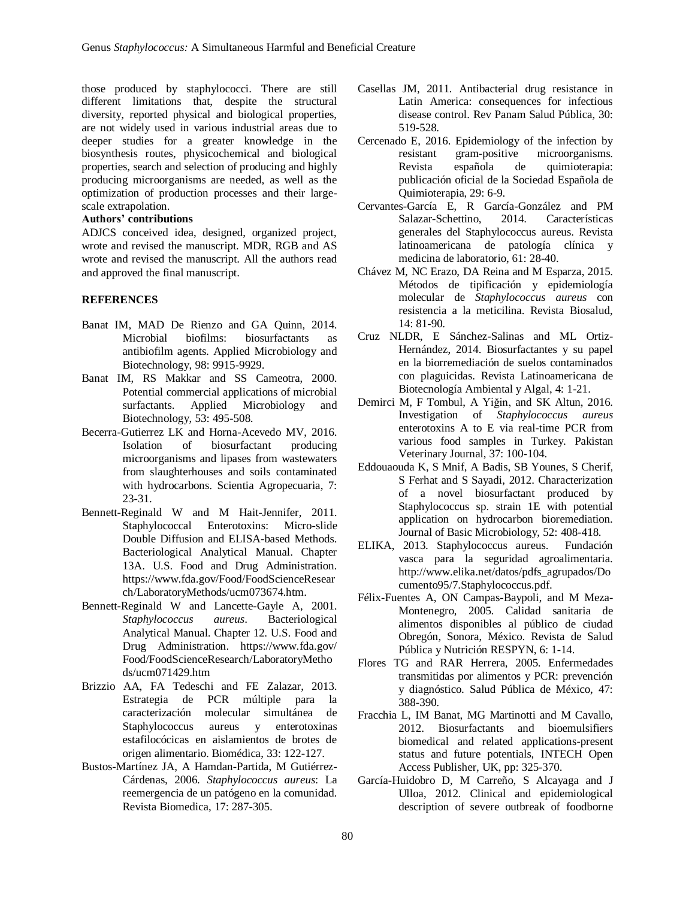those produced by staphylococci. There are still different limitations that, despite the structural diversity, reported physical and biological properties, are not widely used in various industrial areas due to deeper studies for a greater knowledge in the biosynthesis routes, physicochemical and biological properties, search and selection of producing and highly producing microorganisms are needed, as well as the optimization of production processes and their large-scale extrapolation.

**Authors' contributions**

ADJCS conceived idea, designed, organized project, wrote and revised the manuscript. MDR, RGB and AS wrote and revised the manuscript. All the authors read and approved the final manuscript.

## REFERENCES

Banat IM, MAD De Rienzo and GA Quinn, 2014. Microbial biofilms: biosurfactants as antibiofilm agents. Applied Microbiology and Biotechnology, 98: 9915-9929.

Banat IM, RS Makkar and SS Cameotra, 2000. Potential commercial applications of microbial surfactants. Applied Microbiology and Biotechnology, 53: 495-508.

Becerra-Gutierrez LK and Horna-Acevedo MV, 2016. Isolation of biosurfactant producing microorganisms and lipases from wastewaters from slaughterhouses and soils contaminated with hydrocarbons. Scientia Agropecuaria, 7: 23-31.

Bennett-Reginald W and M Hait-Jennifer, 2011. Staphylococcal Enterotoxins: Micro-slide Double Diffusion and ELISA-based Methods. Bacteriological Analytical Manual. Chapter 13A. U.S. Food and Drug Administration. https://www.fda.gov/Food/FoodScienceResearch/LaboratoryMethods/ucm073674.htm.

Bennett-Reginald W and Lancette-Gayle A, 2001. *Staphylococcus aureus*. Bacteriological Analytical Manual. Chapter 12. U.S. Food and Drug Administration. https://www.fda.gov/Food/FoodScienceResearch/LaboratoryMethods/ucm071429.htm

Brizzio AA, FA Tedeschi and FE Zalazar, 2013. Estrategia de PCR múltiple para la caracterización molecular simultánea de Staphylococcus aureus y enterotoxinas estafilocócicas en aislamientos de brotes de origen alimentario. Biomédica, 33: 122-127.

Bustos-Martínez JA, A Hamdan-Partida, M Gutiérrez-Cárdenas, 2006. *Staphylococcus aureus*: La reemergencia de un patógeno en la comunidad. Revista Biomedica, 17: 287-305.

Casellas JM, 2011. Antibacterial drug resistance in Latin America: consequences for infectious disease control. Rev Panam Salud Pública, 30: 519-528.

Cercenado E, 2016. Epidemiology of the infection by resistant gram-positive microorganisms. Revista española de quimioterapia: publicación oficial de la Sociedad Española de Quimioterapia, 29: 6-9.

Cervantes-García E, R García-González and PM Salazar-Schettino, 2014. Características generales del Staphylococcus aureus. Revista latinoamericana de patología clínica y medicina de laboratorio, 61: 28-40.

Chávez M, NC Erazo, DA Reina and M Esparza, 2015. Métodos de tipificación y epidemiología molecular de *Staphylococcus aureus* con resistencia a la meticilina. Revista Biosalud, 14: 81-90.

Cruz NLDR, E Sánchez-Salinas and ML Ortiz-Hernández, 2014. Biosurfactantes y su papel en la biorremediación de suelos contaminados con plaguicidas. Revista Latinoamericana de Biotecnología Ambiental y Algal, 4: 1-21.

Demirci M, F Tombul, A Yiğin, and SK Altun, 2016. Investigation of *Staphylococcus aureus* enterotoxins A to E via real-time PCR from various food samples in Turkey. Pakistan Veterinary Journal, 37: 100-104.

Eddouaouda K, S Mnif, A Badis, SB Younes, S Cherif, S Ferhat and S Sayadi, 2012. Characterization of a novel biosurfactant produced by Staphylococcus sp. strain 1E with potential application on hydrocarbon bioremediation. Journal of Basic Microbiology, 52: 408-418.

ELIKA, 2013. Staphylococcus aureus. Fundación vasca para la seguridad agroalimentaria. http://www.elika.net/datos/pdfs_agrupados/Documento95/7.Staphylococcus.pdf.

Félix-Fuentes A, ON Campas-Baypoli, and M Meza-Montenegro, 2005. Calidad sanitaria de alimentos disponibles al público de ciudad Obregón, Sonora, México. Revista de Salud Pública y Nutrición RESPYN, 6: 1-14.

Flores TG and RAR Herrera, 2005. Enfermedades transmitidas por alimentos y PCR: prevención y diagnóstico. Salud Pública de México, 47: 388-390.

Fracchia L, IM Banat, MG Martinotti and M Cavallo, 2012. Biosurfactants and bioemulsifiers biomedical and related applications-present status and future potentials, INTECH Open Access Publisher, UK, pp: 325-370.

García-Huidobro D, M Carreño, S Alcayaga and J Ulloa, 2012. Clinical and epidemiological description of severe outbreak of foodborne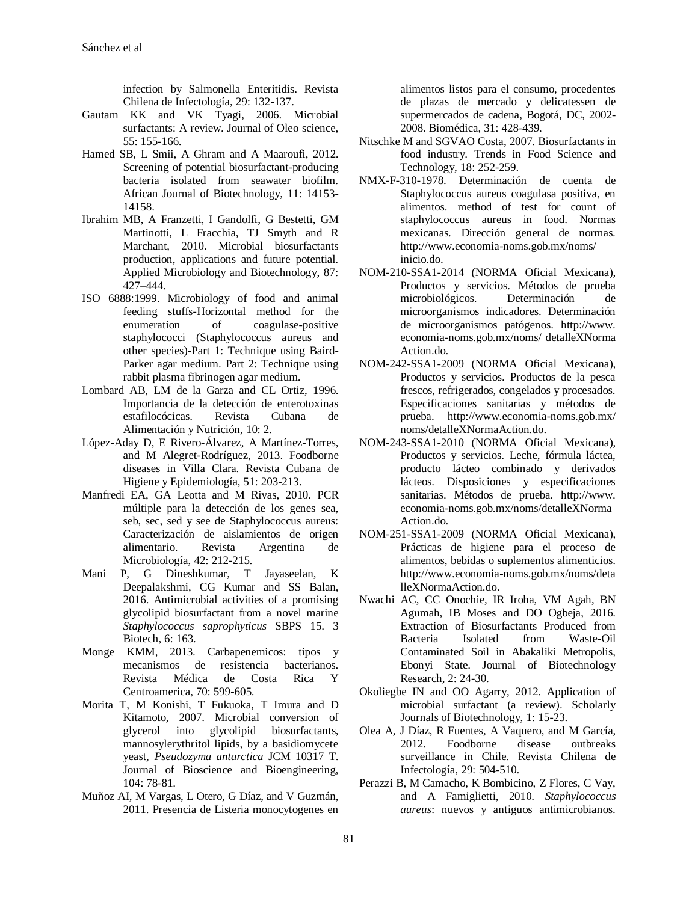infection by Salmonella Enteritidis. Revista Chilena de Infectología, 29: 132-137.

Gautam KK and VK Tyagi, 2006. Microbial surfactants: A review. Journal of Oleo science, 55: 155-166.

Hamed SB, L Smii, A Ghram and A Maaroufi, 2012. Screening of potential biosurfactant-producing bacteria isolated from seawater biofilm. African Journal of Biotechnology, 11: 14153-14158.

Ibrahim MB, A Franzetti, I Gandolfi, G Bestetti, GM Martinotti, L Fracchia, TJ Smyth and R Marchant, 2010. Microbial biosurfactants production, applications and future potential. Applied Microbiology and Biotechnology, 87: 427–444.

ISO 6888:1999. Microbiology of food and animal feeding stuffs-Horizontal method for the enumeration of coagulase-positive staphylococci (Staphylococcus aureus and other species)-Part 1: Technique using Baird-Parker agar medium. Part 2: Technique using rabbit plasma fibrinogen agar medium.

Lombard AB, LM de la Garza and CL Ortiz, 1996. Importancia de la detección de enterotoxinas estafilocócicas. Revista Cubana de Alimentación y Nutrición, 10: 2.

López-Aday D, E Rivero-Álvarez, A Martínez-Torres, and M Alegret-Rodríguez, 2013. Foodborne diseases in Villa Clara. Revista Cubana de Higiene y Epidemiología, 51: 203-213.

Manfredi EA, GA Leotta and M Rivas, 2010. PCR múltiple para la detección de los genes sea, seb, sec, sed y see de Staphylococcus aureus: Caracterización de aislamientos de origen alimentario. Revista Argentina de Microbiología, 42: 212-215.

Mani P, G Dineshkumar, T Jayaseelan, K Deepalakshmi, CG Kumar and SS Balan, 2016. Antimicrobial activities of a promising glycolipid biosurfactant from a novel marine *Staphylococcus saprophyticus* SBPS 15. 3 Biotech, 6: 163.

Monge KMM, 2013. Carbapenemicos: tipos y mecanismos de resistencia bacterianos. Revista Médica de Costa Rica Y Centroamerica, 70: 599-605.

Morita T, M Konishi, T Fukuoka, T Imura and D Kitamoto, 2007. Microbial conversion of glycerol into glycolipid biosurfactants, mannosylerythritol lipids, by a basidiomycete yeast, *Pseudozyma antarctica* JCM 10317 T. Journal of Bioscience and Bioengineering, 104: 78-81.

Muñoz AI, M Vargas, L Otero, G Díaz, and V Guzmán, 2011. Presencia de Listeria monocytogenes en alimentos listos para el consumo, procedentes de plazas de mercado y delicatessen de supermercados de cadena, Bogotá, DC, 2002-2008. Biomédica, 31: 428-439.

Nitschke M and SGVAO Costa, 2007. Biosurfactants in food industry. Trends in Food Science and Technology, 18: 252-259.

NMX-F-310-1978. Determinación de cuenta de Staphylococcus aureus coagulasa positiva, en alimentos. method of test for count of staphylococcus aureus in food. Normas mexicanas. Dirección general de normas. http://www.economia-noms.gob.mx/noms/inicio.do.

NOM-210-SSA1-2014 (NORMA Oficial Mexicana), Productos y servicios. Métodos de prueba microbiológicos. Determinación de microorganismos indicadores. Determinación de microorganismos patógenos. http://www.economia-noms.gob.mx/noms/ detalleXNormaAction.do.

NOM-242-SSA1-2009 (NORMA Oficial Mexicana), Productos y servicios. Productos de la pesca frescos, refrigerados, congelados y procesados. Especificaciones sanitarias y métodos de prueba. http://www.economia-noms.gob.mx/noms/detalleXNormaAction.do.

NOM-243-SSA1-2010 (NORMA Oficial Mexicana), Productos y servicios. Leche, fórmula láctea, producto lácteo combinado y derivados lácteos. Disposiciones y especificaciones sanitarias. Métodos de prueba. http://www.economia-noms.gob.mx/noms/detalleXNormaAction.do.

NOM-251-SSA1-2009 (NORMA Oficial Mexicana), Prácticas de higiene para el proceso de alimentos, bebidas o suplementos alimenticios. http://www.economia-noms.gob.mx/noms/detalleXNormaAction.do.

Nwachi AC, CC Onochie, IR Iroha, VM Agah, BN Agumah, IB Moses and DO Ogbeja, 2016. Extraction of Biosurfactants Produced from Bacteria Isolated from Waste-Oil Contaminated Soil in Abakaliki Metropolis, Ebonyi State. Journal of Biotechnology Research, 2: 24-30.

Okoliegbe IN and OO Agarry, 2012. Application of microbial surfactant (a review). Scholarly Journals of Biotechnology, 1: 15-23.

Olea A, J Díaz, R Fuentes, A Vaquero, and M García, 2012. Foodborne disease outbreaks surveillance in Chile. Revista Chilena de Infectología, 29: 504-510.

Perazzi B, M Camacho, K Bombicino, Z Flores, C Vay, and A Famiglietti, 2010. *Staphylococcus aureus*: nuevos y antiguos antimicrobianos.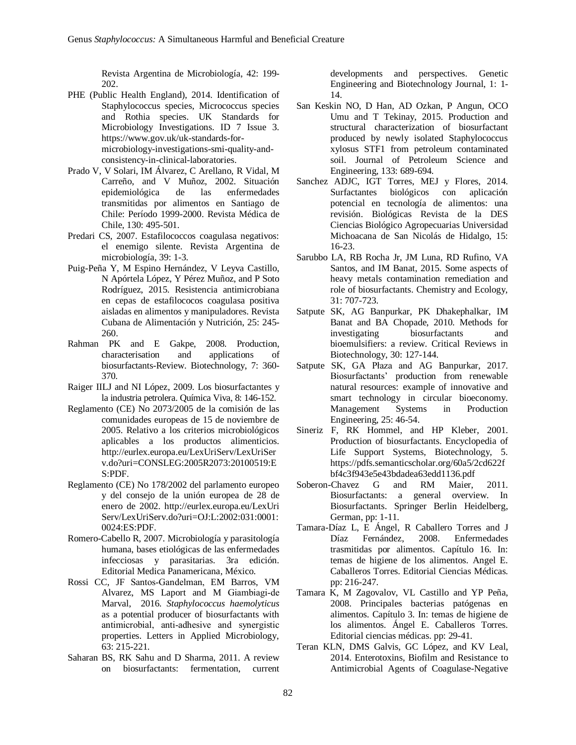Revista Argentina de Microbiología, 42: 199-202.

PHE (Public Health England), 2014. Identification of Staphylococcus species, Micrococcus species and Rothia species. UK Standards for Microbiology Investigations. ID 7 Issue 3. https://www.gov.uk/uk-standards-for-microbiology-investigations-smi-quality-and-consistency-in-clinical-laboratories.

Prado V, V Solari, IM Álvarez, C Arellano, R Vidal, M Carreño, and V Muñoz, 2002. Situación epidemiológica de las enfermedades transmitidas por alimentos en Santiago de Chile: Período 1999-2000. Revista Médica de Chile, 130: 495-501.

Predari CS, 2007. Estafilococcos coagulasa negativos: el enemigo silente. Revista Argentina de microbiología, 39: 1-3.

Puig-Peña Y, M Espino Hernández, V Leyva Castillo, N Apórtela López, Y Pérez Muñoz, and P Soto Rodríguez, 2015. Resistencia antimicrobiana en cepas de estafilococos coagulasa positiva aisladas en alimentos y manipuladores. Revista Cubana de Alimentación y Nutrición, 25: 245-260.

Rahman PK and E Gakpe, 2008. Production, characterisation and applications of biosurfactants-Review. Biotechnology, 7: 360-370.

Raiger IILJ and NI López, 2009. Los biosurfactantes y la industria petrolera. Química Viva, 8: 146-152.

Reglamento (CE) No 2073/2005 de la comisión de las comunidades europeas de 15 de noviembre de 2005. Relativo a los criterios microbiológicos aplicables a los productos alimenticios. http://eurlex.europa.eu/LexUriServ/LexUriServ.do?uri=CONSLEG:2005R2073:20100519:ES:PDF.

Reglamento (CE) No 178/2002 del parlamento europeo y del consejo de la unión europea de 28 de enero de 2002. http://eurlex.europa.eu/LexUriServ/LexUriServ.do?uri=OJ:L:2002:031:0001:0024:ES:PDF.

Romero-Cabello R, 2007. Microbiología y parasitología humana, bases etiológicas de las enfermedades infecciosas y parasitarias. 3ra edición. Editorial Medica Panamericana, México.

Rossi CC, JF Santos-Gandelman, EM Barros, VM Alvarez, MS Laport and M Giambiagi-de Marval, 2016. *Staphylococcus haemolyticus* as a potential producer of biosurfactants with antimicrobial, anti-adhesive and synergistic properties. Letters in Applied Microbiology, 63: 215-221.

Saharan BS, RK Sahu and D Sharma, 2011. A review on biosurfactants: fermentation, current developments and perspectives. Genetic Engineering and Biotechnology Journal, 1: 1-14.

San Keskin NO, D Han, AD Ozkan, P Angun, OCO Umu and T Tekinay, 2015. Production and structural characterization of biosurfactant produced by newly isolated Staphylococcus xylosus STF1 from petroleum contaminated soil. Journal of Petroleum Science and Engineering, 133: 689-694.

Sanchez ADJC, IGT Torres, MEJ y Flores, 2014. Surfactantes biológicos con aplicación potencial en tecnología de alimentos: una revisión. Biológicas Revista de la DES Ciencias Biológico Agropecuarias Universidad Michoacana de San Nicolás de Hidalgo, 15: 16-23.

Sarubbo LA, RB Rocha Jr, JM Luna, RD Rufino, VA Santos, and IM Banat, 2015. Some aspects of heavy metals contamination remediation and role of biosurfactants. Chemistry and Ecology, 31: 707-723.

Satpute SK, AG Banpurkar, PK Dhakephalkar, IM Banat and BA Chopade, 2010. Methods for investigating biosurfactants and bioemulsifiers: a review. Critical Reviews in Biotechnology, 30: 127-144.

Satpute SK, GA Płaza and AG Banpurkar, 2017. Biosurfactants' production from renewable natural resources: example of innovative and smart technology in circular bioeconomy. Management Systems in Production Engineering, 25: 46-54.

Sineriz F, RK Hommel, and HP Kleber, 2001. Production of biosurfactants. Encyclopedia of Life Support Systems, Biotechnology, 5. https://pdfs.semanticscholar.org/60a5/2cd622fbf4c3f943e5e43bdadea63edd1136.pdf

Soberon-Chavez G and RM Maier, 2011. Biosurfactants: a general overview. In Biosurfactants. Springer Berlin Heidelberg, German, pp: 1-11.

Tamara-Díaz L, E Ángel, R Caballero Torres and J Díaz Fernández, 2008. Enfermedades trasmitidas por alimentos. Capítulo 16. In: temas de higiene de los alimentos. Angel E. Caballeros Torres. Editorial Ciencias Médicas. pp: 216-247.

Tamara K, M Zagovalov, VL Castillo and YP Peña, 2008. Principales bacterias patógenas en alimentos. Capítulo 3. In: temas de higiene de los alimentos. Ángel E. Caballeros Torres. Editorial ciencias médicas. pp: 29-41.

Teran KLN, DMS Galvis, GC López, and KV Leal, 2014. Enterotoxins, Biofilm and Resistance to Antimicrobial Agents of Coagulase-Negative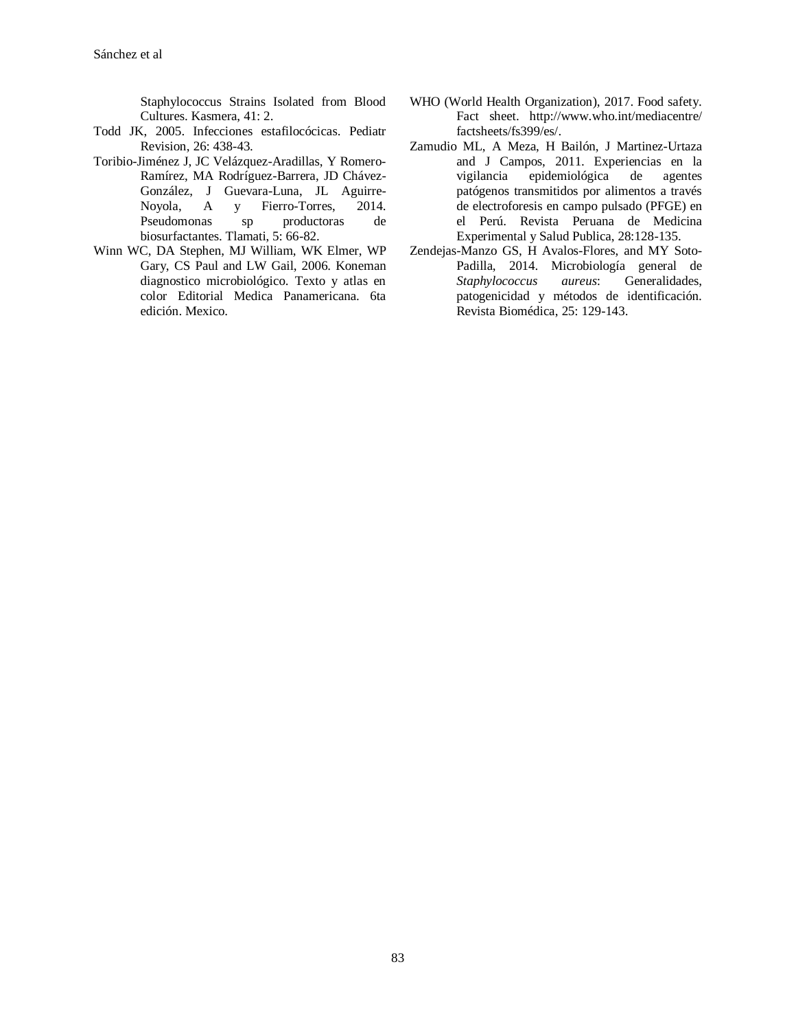Staphylococcus Strains Isolated from Blood Cultures. Kasmera, 41: 2.

Todd JK, 2005. Infecciones estafilocócicas. Pediatr Revision, 26: 438-43.

Toribio-Jiménez J, JC Velázquez-Aradillas, Y Romero-Ramírez, MA Rodríguez-Barrera, JD Chávez-González, J Guevara-Luna, JL Aguirre-Noyola, A y Fierro-Torres, 2014. Pseudomonas sp productoras de biosurfactantes. Tlamati, 5: 66-82.

Winn WC, DA Stephen, MJ William, WK Elmer, WP Gary, CS Paul and LW Gail, 2006. Koneman diagnostico microbiológico. Texto y atlas en color Editorial Medica Panamericana. 6ta edición. Mexico.

WHO (World Health Organization), 2017. Food safety. Fact sheet. http://www.who.int/mediacentre/factsheets/fs399/es/.

Zamudio ML, A Meza, H Bailón, J Martinez-Urtaza and J Campos, 2011. Experiencias en la vigilancia epidemiológica de agentes patógenos transmitidos por alimentos a través de electroforesis en campo pulsado (PFGE) en el Perú. Revista Peruana de Medicina Experimental y Salud Publica, 28:128-135.

Zendejas-Manzo GS, H Avalos-Flores, and MY Soto-Padilla, 2014. Microbiología general de *Staphylococcus aureus*: Generalidades, patogenicidad y métodos de identificación. Revista Biomédica, 25: 129-143.